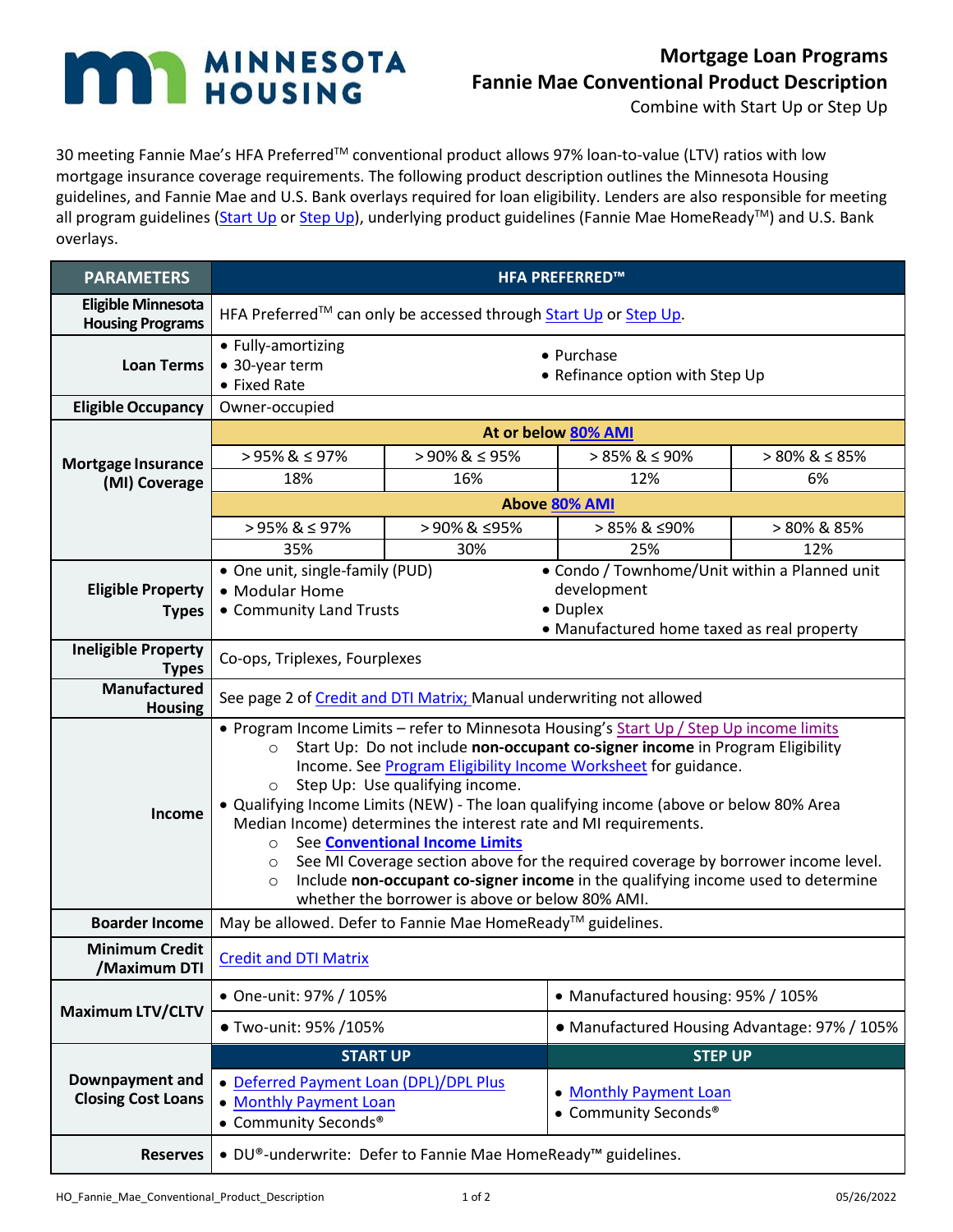# Mortgage Loan Programs

## Fannie Mae Conventional Product Description

Combine with Start Up or Step Up

30 meeting Fannie Mae's HFA Preferred™ conventional product allows 97% loan-to-value (LTV) ratios with low mortgage insurance coverage requirements. The following product description outlines the Minnesota Housing guidelines, and Fannie Mae and U.S. Bank overlays required for loan eligibility. Lenders are also responsible for meeting all program guidelines (Start Up or Step Up), underlying product guidelines (Fannie Mae HomeReady™) and U.S. Bank overlays.

| PARAMETERS | HFA PREFERRED™ | | | |
|---|---|---|---|---|
| Eligible Minnesota Housing Programs | HFA Preferred™ can only be accessed through Start Up or Step Up. | | | |
| Loan Terms | • Fully-amortizing<br>• 30-year term<br>• Fixed Rate | | • Purchase<br>• Refinance option with Step Up | |
| Eligible Occupancy | Owner-occupied | | | |
| Mortgage Insurance (MI) Coverage | At or below 80% AMI | | | |
| | > 95% & ≤ 97% | > 90% & ≤ 95% | > 85% & ≤ 90% | > 80% & ≤ 85% |
| | 18% | 16% | 12% | 6% |
| | Above 80% AMI | | | |
| | > 95% & ≤ 97% | > 90% & ≤95% | > 85% & ≤90% | > 80% & 85% |
| | 35% | 30% | 25% | 12% |
| Eligible Property Types | • One unit, single-family (PUD)<br>• Modular Home<br>• Community Land Trusts | | • Condo / Townhome/Unit within a Planned unit development<br>• Duplex<br>• Manufactured home taxed as real property | |
| Ineligible Property Types | Co-ops, Triplexes, Fourplexes | | | |
| Manufactured Housing | See page 2 of Credit and DTI Matrix; Manual underwriting not allowed | | | |
| Income | • Program Income Limits – refer to Minnesota Housing's Start Up / Step Up income limits<br>&nbsp;&nbsp;○ Start Up: Do not include **non-occupant co-signer income** in Program Eligibility Income. See Program Eligibility Income Worksheet for guidance.<br>&nbsp;&nbsp;○ Step Up: Use qualifying income.<br>• Qualifying Income Limits (NEW) - The loan qualifying income (above or below 80% Area Median Income) determines the interest rate and MI requirements.<br>&nbsp;&nbsp;○ See **Conventional Income Limits**<br>&nbsp;&nbsp;○ See MI Coverage section above for the required coverage by borrower income level.<br>&nbsp;&nbsp;○ Include **non-occupant co-signer income** in the qualifying income used to determine whether the borrower is above or below 80% AMI. | | | |
| Boarder Income | May be allowed. Defer to Fannie Mae HomeReady™ guidelines. | | | |
| Minimum Credit /Maximum DTI | Credit and DTI Matrix | | | |
| Maximum LTV/CLTV | • One-unit: 97% / 105% | | • Manufactured housing: 95% / 105% | |
| | • Two-unit: 95% /105% | | • Manufactured Housing Advantage: 97% / 105% | |
| Downpayment and Closing Cost Loans | START UP | | STEP UP | |
| | • Deferred Payment Loan (DPL)/DPL Plus<br>• Monthly Payment Loan<br>• Community Seconds® | | • Monthly Payment Loan<br>• Community Seconds® | |
| Reserves | • DU®-underwrite: Defer to Fannie Mae HomeReady™ guidelines. | | | |

HO_Fannie_Mae_Conventional_Product_Description 05/26/2022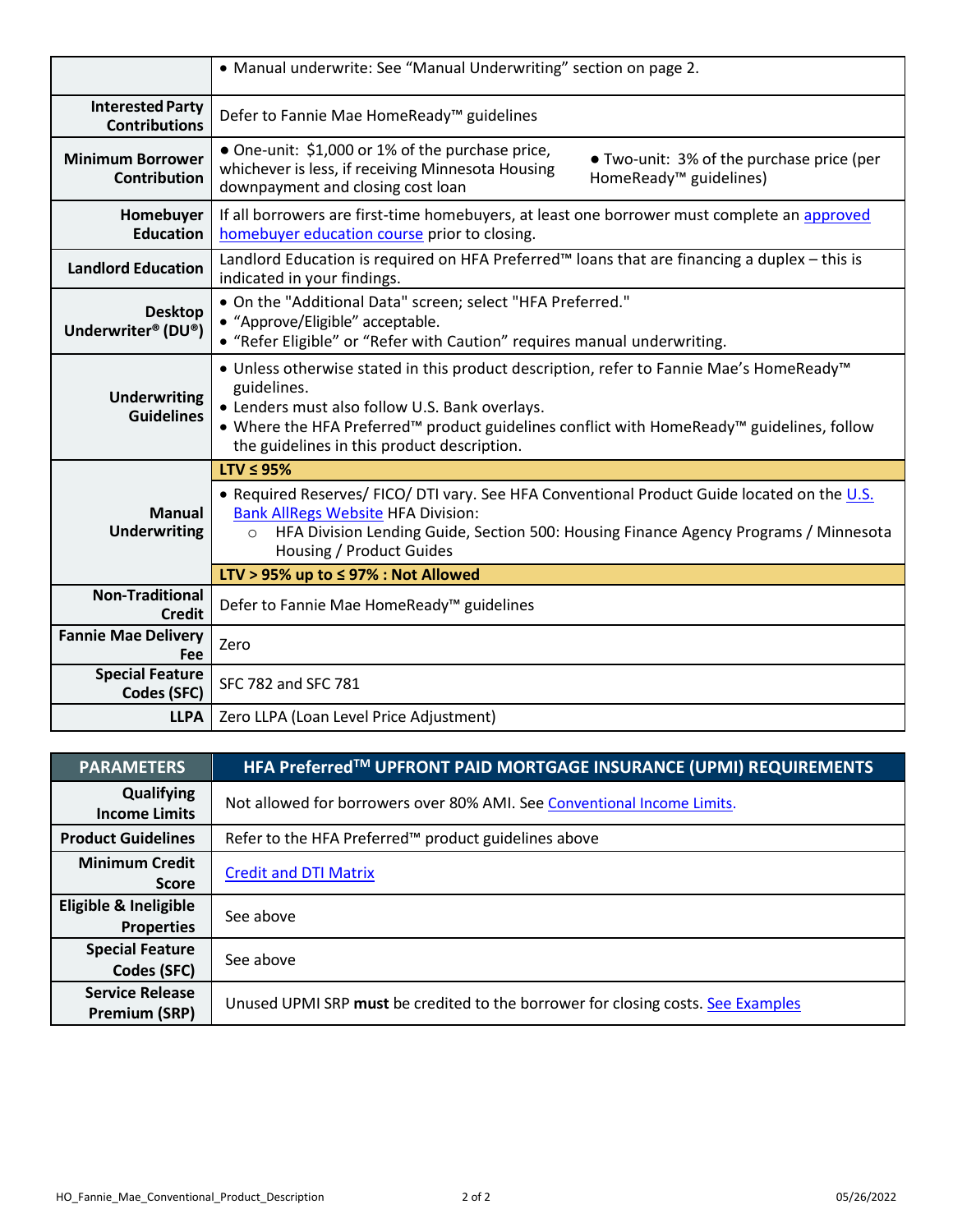| | |
|---|---|
| | • Manual underwrite: See "Manual Underwriting" section on page 2. |
| **Interested Party Contributions** | Defer to Fannie Mae HomeReady™ guidelines |
| **Minimum Borrower Contribution** | ● One-unit: $1,000 or 1% of the purchase price, whichever is less, if receiving Minnesota Housing downpayment and closing cost loan ● Two-unit: 3% of the purchase price (per HomeReady™ guidelines) |
| **Homebuyer Education** | If all borrowers are first-time homebuyers, at least one borrower must complete an approved homebuyer education course prior to closing. |
| **Landlord Education** | Landlord Education is required on HFA Preferred™ loans that are financing a duplex – this is indicated in your findings. |
| **Desktop Underwriter® (DU®)** | • On the "Additional Data" screen; select "HFA Preferred." • "Approve/Eligible" acceptable. • "Refer Eligible" or "Refer with Caution" requires manual underwriting. |
| **Underwriting Guidelines** | • Unless otherwise stated in this product description, refer to Fannie Mae's HomeReady™ guidelines. • Lenders must also follow U.S. Bank overlays. • Where the HFA Preferred™ product guidelines conflict with HomeReady™ guidelines, follow the guidelines in this product description. |
| **Manual Underwriting** | **LTV ≤ 95%** |
| | • Required Reserves/ FICO/ DTI vary. See HFA Conventional Product Guide located on the U.S. Bank AllRegs Website HFA Division: ○ HFA Division Lending Guide, Section 500: Housing Finance Agency Programs / Minnesota Housing / Product Guides |
| | **LTV > 95% up to ≤ 97% : Not Allowed** |
| **Non-Traditional Credit** | Defer to Fannie Mae HomeReady™ guidelines |
| **Fannie Mae Delivery Fee** | Zero |
| **Special Feature Codes (SFC)** | SFC 782 and SFC 781 |
| **LLPA** | Zero LLPA (Loan Level Price Adjustment) |

| PARAMETERS | HFA Preferred™ UPFRONT PAID MORTGAGE INSURANCE (UPMI) REQUIREMENTS |
|---|---|
| **Qualifying Income Limits** | Not allowed for borrowers over 80% AMI. See Conventional Income Limits. |
| **Product Guidelines** | Refer to the HFA Preferred™ product guidelines above |
| **Minimum Credit Score** | Credit and DTI Matrix |
| **Eligible & Ineligible Properties** | See above |
| **Special Feature Codes (SFC)** | See above |
| **Service Release Premium (SRP)** | Unused UPMI SRP **must** be credited to the borrower for closing costs. See Examples |